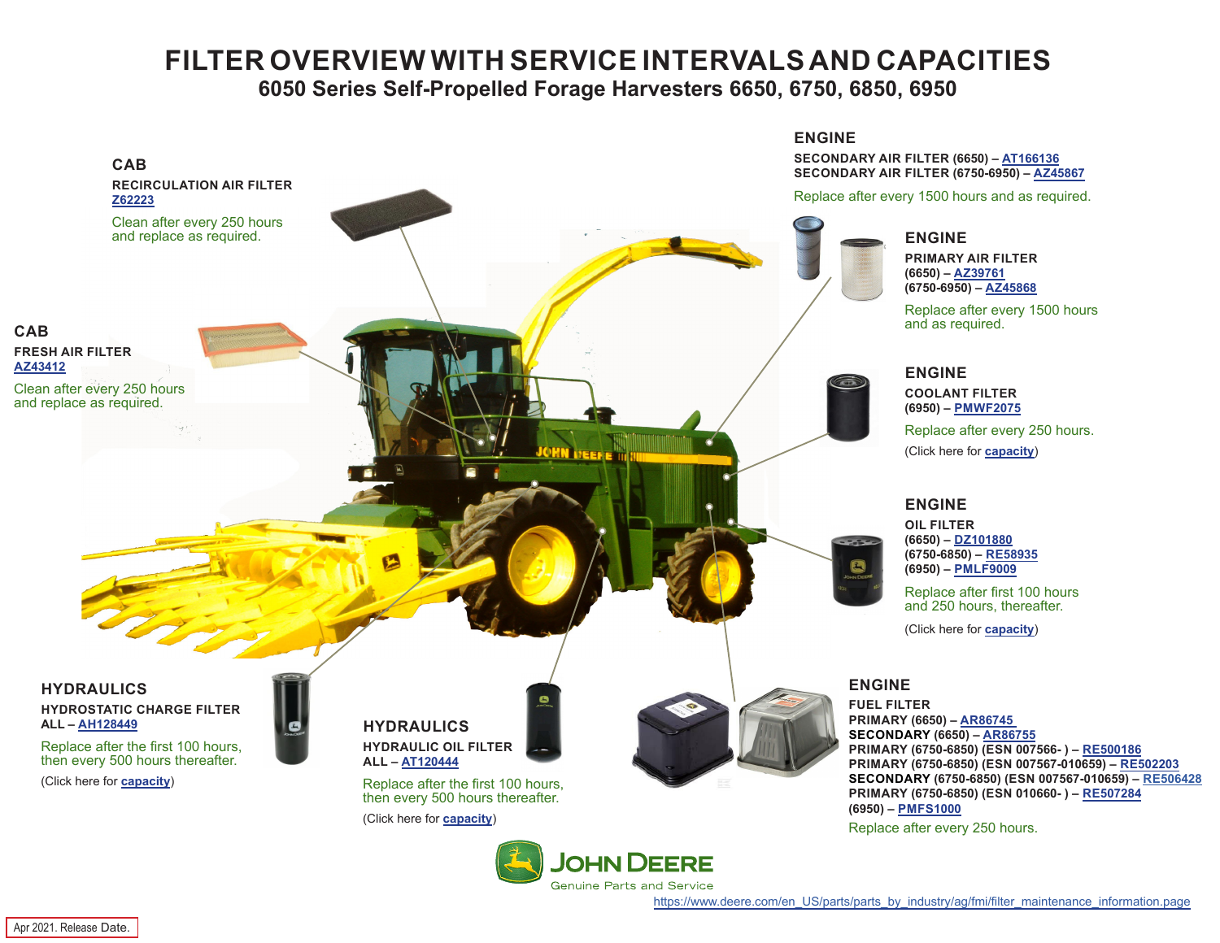# FILTER OVERVIEW WITH SERVICE INTERVALS AND CAPACITIES

## 6050 Series Self-Propelled Forage Harvesters 6650, 6750, 6850, 6950

### CAB

**RECIRCULATION AIR FILTER**
**Z62223**

Clean after every 250 hours and replace as required.

### CAB

**FRESH AIR FILTER**
**AZ43412**

Clean after every 250 hours and replace as required.

### ENGINE

**SECONDARY AIR FILTER (6650) – AT166136**
**SECONDARY AIR FILTER (6750-6950) – AZ45867**

Replace after every 1500 hours and as required.

### ENGINE

**PRIMARY AIR FILTER**
**(6650) – AZ39761**
**(6750-6950) – AZ45868**

Replace after every 1500 hours and as required.

### ENGINE

**COOLANT FILTER**
**(6950) – PMWF2075**

Replace after every 250 hours.

(Click here for **capacity**)

### ENGINE

**OIL FILTER**
**(6650) – DZ101880**
**(6750-6850) – RE58935**
**(6950) – PMLF9009**

Replace after first 100 hours and 250 hours, thereafter.

(Click here for **capacity**)

### HYDRAULICS

**HYDROSTATIC CHARGE FILTER**
**ALL – AH128449**

Replace after the first 100 hours, then every 500 hours thereafter.

(Click here for **capacity**)

### HYDRAULICS

**HYDRAULIC OIL FILTER**
**ALL – AT120444**

Replace after the first 100 hours, then every 500 hours thereafter.

(Click here for **capacity**)

### ENGINE

**FUEL FILTER**
**PRIMARY (6650) – AR86745**
**SECONDARY (6650) – AR86755**
**PRIMARY (6750-6850) (ESN 007566- ) – RE500186**
**PRIMARY (6750-6850) (ESN 007567-010659) – RE502203**
**SECONDARY (6750-6850) (ESN 007567-010659) – RE506428**
**PRIMARY (6750-6850) (ESN 010660- ) – RE507284**
**(6950) – PMFS1000**

Replace after every 250 hours.

JOHN DEERE
Genuine Parts and Service

https://www.deere.com/en_US/parts/parts_by_industry/ag/fmi/filter_maintenance_information.page

Apr 2021. Release Date.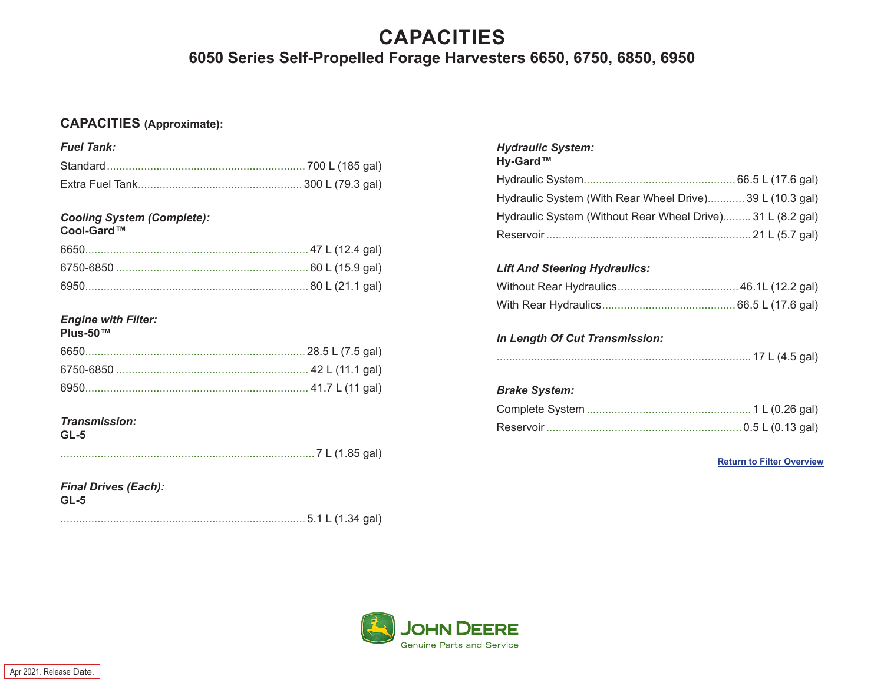# CAPACITIES

## 6050 Series Self-Propelled Forage Harvesters 6650, 6750, 6850, 6950

### CAPACITIES (Approximate):

***Fuel Tank:***

| | |
|---|---|
| Standard | 700 L (185 gal) |
| Extra Fuel Tank | 300 L (79.3 gal) |

***Cooling System (Complete):***
**Cool-Gard™**

| | |
|---|---|
| 6650 | 47 L (12.4 gal) |
| 6750-6850 | 60 L (15.9 gal) |
| 6950 | 80 L (21.1 gal) |

***Engine with Filter:***
**Plus-50™**

| | |
|---|---|
| 6650 | 28.5 L (7.5 gal) |
| 6750-6850 | 42 L (11.1 gal) |
| 6950 | 41.7 L (11 gal) |

***Transmission:***
**GL-5**

7 L (1.85 gal)

***Final Drives (Each):***
**GL-5**

5.1 L (1.34 gal)

***Hydraulic System:***
**Hy-Gard™**

| | |
|---|---|
| Hydraulic System | 66.5 L (17.6 gal) |
| Hydraulic System (With Rear Wheel Drive) | 39 L (10.3 gal) |
| Hydraulic System (Without Rear Wheel Drive) | 31 L (8.2 gal) |
| Reservoir | 21 L (5.7 gal) |

***Lift And Steering Hydraulics:***

| | |
|---|---|
| Without Rear Hydraulics | 46.1L (12.2 gal) |
| With Rear Hydraulics | 66.5 L (17.6 gal) |

***In Length Of Cut Transmission:***

17 L (4.5 gal)

***Brake System:***

| | |
|---|---|
| Complete System | 1 L (0.26 gal) |
| Reservoir | 0.5 L (0.13 gal) |

Return to Filter Overview

JOHN DEERE
Genuine Parts and Service

Apr 2021. Release Date.